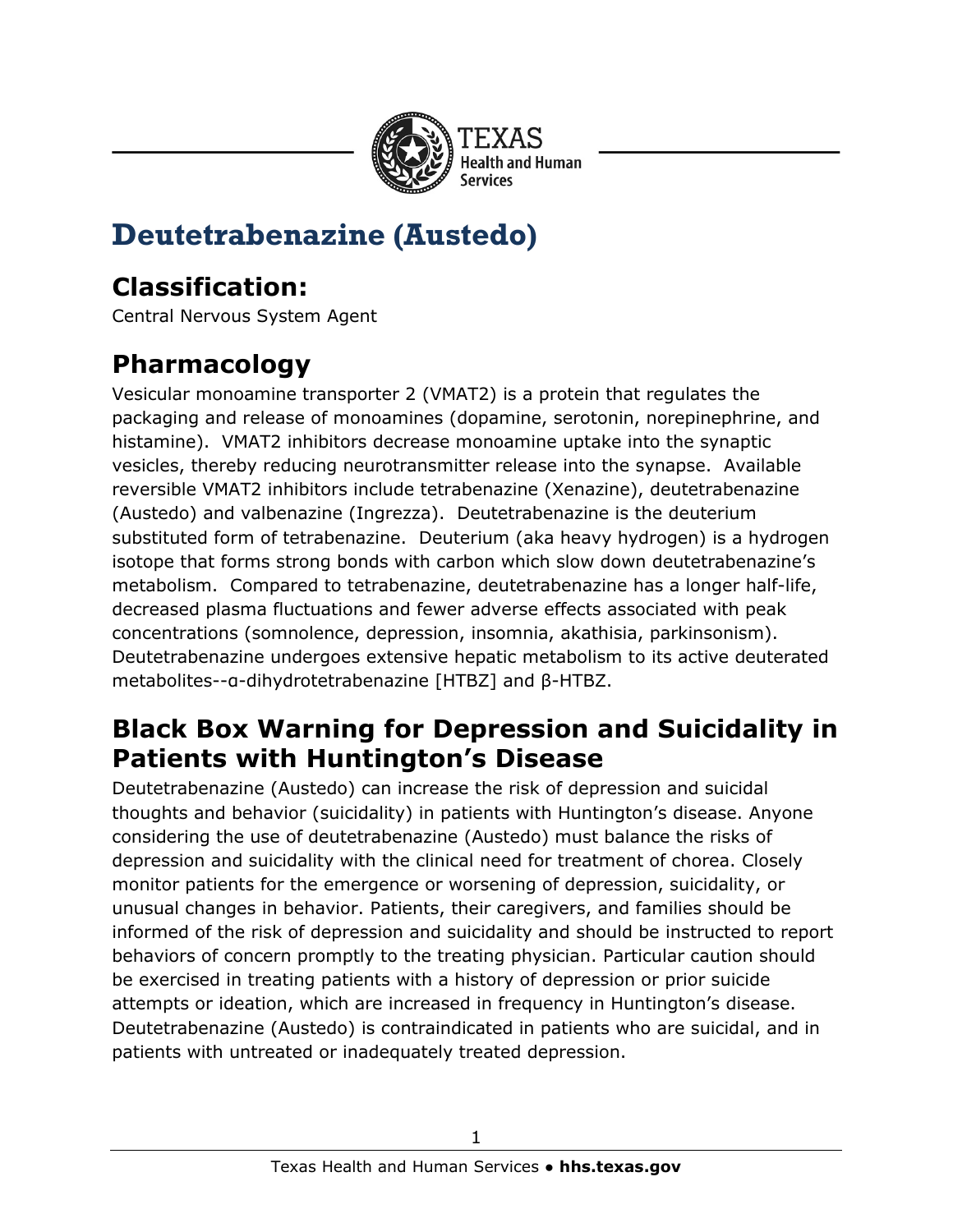# Deutetrabenazine (Austedo)

## Classification:

Central Nervous System Agent

## Pharmacology

Vesicular monoamine transporter 2 (VMAT2) is a protein that regulates the packaging and release of monoamines (dopamine, serotonin, norepinephrine, and histamine). VMAT2 inhibitors decrease monoamine uptake into the synaptic vesicles, thereby reducing neurotransmitter release into the synapse. Available reversible VMAT2 inhibitors include tetrabenazine (Xenazine), deutetrabenazine (Austedo) and valbenazine (Ingrezza). Deutetrabenazine is the deuterium substituted form of tetrabenazine. Deuterium (aka heavy hydrogen) is a hydrogen isotope that forms strong bonds with carbon which slow down deutetrabenazine's metabolism. Compared to tetrabenazine, deutetrabenazine has a longer half-life, decreased plasma fluctuations and fewer adverse effects associated with peak concentrations (somnolence, depression, insomnia, akathisia, parkinsonism). Deutetrabenazine undergoes extensive hepatic metabolism to its active deuterated metabolites--α-dihydrotetrabenazine [HTBZ] and β-HTBZ.

## Black Box Warning for Depression and Suicidality in Patients with Huntington's Disease

Deutetrabenazine (Austedo) can increase the risk of depression and suicidal thoughts and behavior (suicidality) in patients with Huntington's disease. Anyone considering the use of deutetrabenazine (Austedo) must balance the risks of depression and suicidality with the clinical need for treatment of chorea. Closely monitor patients for the emergence or worsening of depression, suicidality, or unusual changes in behavior. Patients, their caregivers, and families should be informed of the risk of depression and suicidality and should be instructed to report behaviors of concern promptly to the treating physician. Particular caution should be exercised in treating patients with a history of depression or prior suicide attempts or ideation, which are increased in frequency in Huntington's disease. Deutetrabenazine (Austedo) is contraindicated in patients who are suicidal, and in patients with untreated or inadequately treated depression.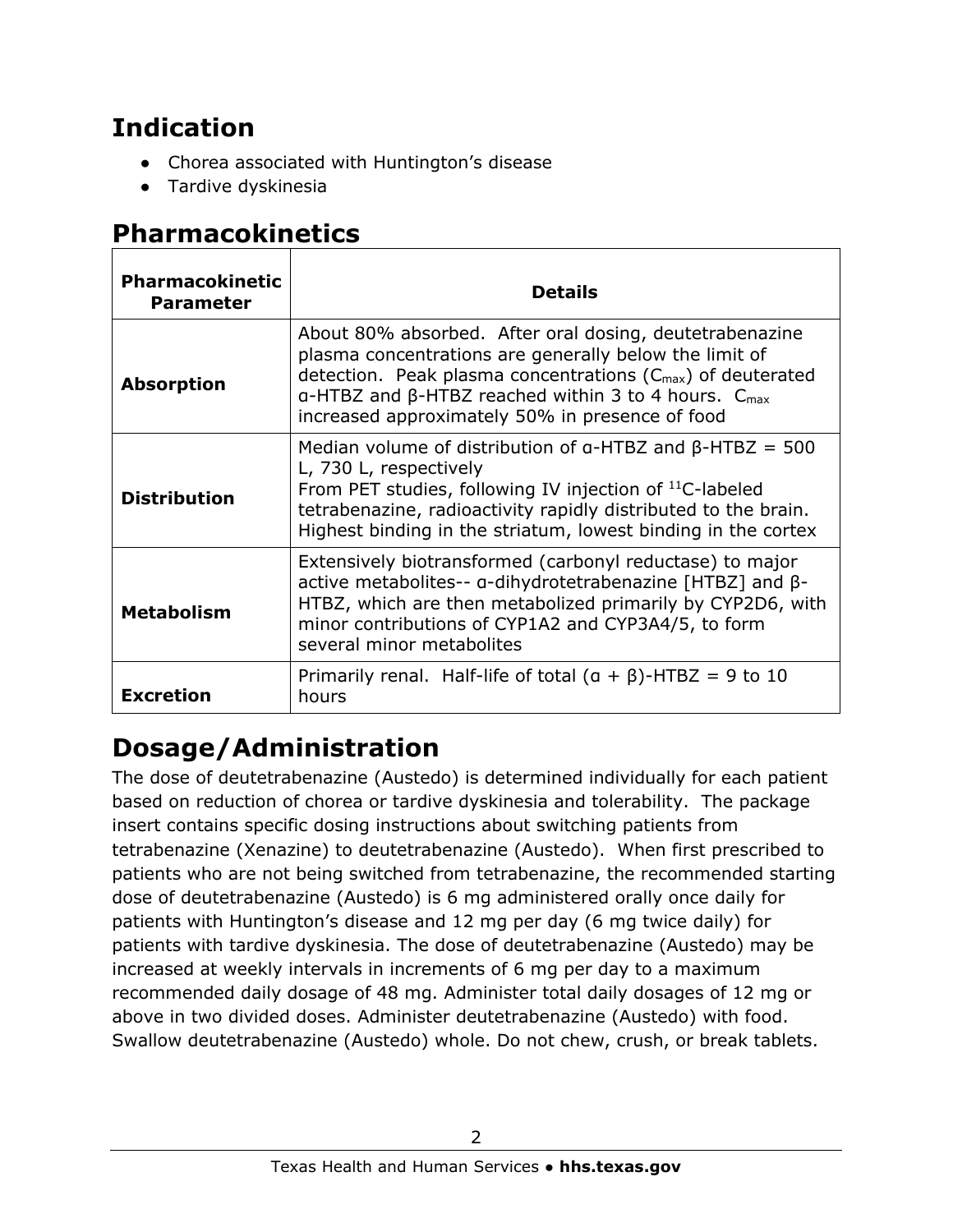## Indication

- Chorea associated with Huntington's disease
- Tardive dyskinesia

## Pharmacokinetics

| Pharmacokinetic Parameter | Details |
|---|---|
| **Absorption** | About 80% absorbed. After oral dosing, deutetrabenazine plasma concentrations are generally below the limit of detection. Peak plasma concentrations ($C_{max}$) of deuterated α-HTBZ and β-HTBZ reached within 3 to 4 hours. $C_{max}$ increased approximately 50% in presence of food |
| **Distribution** | Median volume of distribution of α-HTBZ and β-HTBZ = 500 L, 730 L, respectively<br>From PET studies, following IV injection of $^{11}$C-labeled tetrabenazine, radioactivity rapidly distributed to the brain. Highest binding in the striatum, lowest binding in the cortex |
| **Metabolism** | Extensively biotransformed (carbonyl reductase) to major active metabolites-- α-dihydrotetrabenazine [HTBZ] and β-HTBZ, which are then metabolized primarily by CYP2D6, with minor contributions of CYP1A2 and CYP3A4/5, to form several minor metabolites |
| **Excretion** | Primarily renal. Half-life of total (α + β)-HTBZ = 9 to 10 hours |

## Dosage/Administration

The dose of deutetrabenazine (Austedo) is determined individually for each patient based on reduction of chorea or tardive dyskinesia and tolerability. The package insert contains specific dosing instructions about switching patients from tetrabenazine (Xenazine) to deutetrabenazine (Austedo). When first prescribed to patients who are not being switched from tetrabenazine, the recommended starting dose of deutetrabenazine (Austedo) is 6 mg administered orally once daily for patients with Huntington's disease and 12 mg per day (6 mg twice daily) for patients with tardive dyskinesia. The dose of deutetrabenazine (Austedo) may be increased at weekly intervals in increments of 6 mg per day to a maximum recommended daily dosage of 48 mg. Administer total daily dosages of 12 mg or above in two divided doses. Administer deutetrabenazine (Austedo) with food. Swallow deutetrabenazine (Austedo) whole. Do not chew, crush, or break tablets.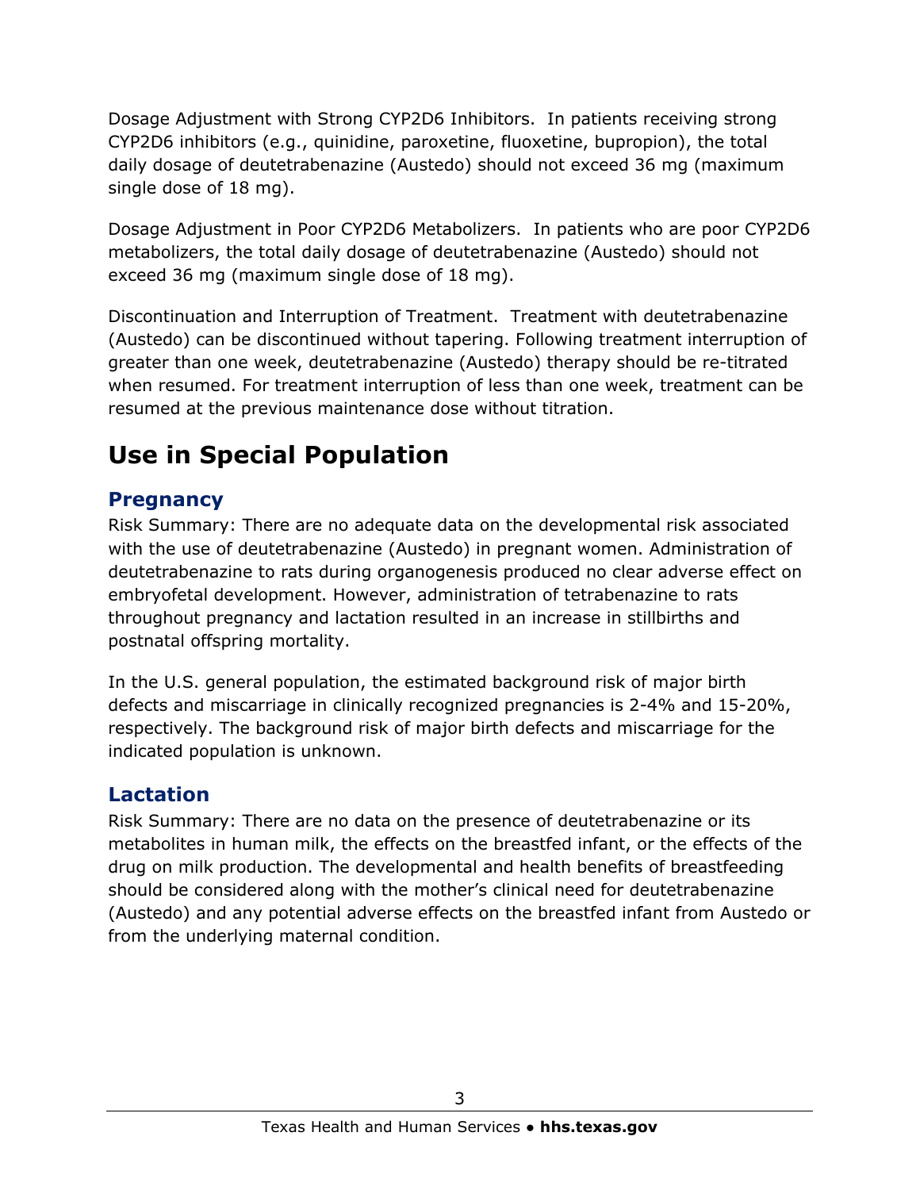Dosage Adjustment with Strong CYP2D6 Inhibitors. In patients receiving strong CYP2D6 inhibitors (e.g., quinidine, paroxetine, fluoxetine, bupropion), the total daily dosage of deutetrabenazine (Austedo) should not exceed 36 mg (maximum single dose of 18 mg).

Dosage Adjustment in Poor CYP2D6 Metabolizers. In patients who are poor CYP2D6 metabolizers, the total daily dosage of deutetrabenazine (Austedo) should not exceed 36 mg (maximum single dose of 18 mg).

Discontinuation and Interruption of Treatment. Treatment with deutetrabenazine (Austedo) can be discontinued without tapering. Following treatment interruption of greater than one week, deutetrabenazine (Austedo) therapy should be re-titrated when resumed. For treatment interruption of less than one week, treatment can be resumed at the previous maintenance dose without titration.

# Use in Special Population

## Pregnancy

Risk Summary: There are no adequate data on the developmental risk associated with the use of deutetrabenazine (Austedo) in pregnant women. Administration of deutetrabenazine to rats during organogenesis produced no clear adverse effect on embryofetal development. However, administration of tetrabenazine to rats throughout pregnancy and lactation resulted in an increase in stillbirths and postnatal offspring mortality.

In the U.S. general population, the estimated background risk of major birth defects and miscarriage in clinically recognized pregnancies is 2-4% and 15-20%, respectively. The background risk of major birth defects and miscarriage for the indicated population is unknown.

## Lactation

Risk Summary: There are no data on the presence of deutetrabenazine or its metabolites in human milk, the effects on the breastfed infant, or the effects of the drug on milk production. The developmental and health benefits of breastfeeding should be considered along with the mother's clinical need for deutetrabenazine (Austedo) and any potential adverse effects on the breastfed infant from Austedo or from the underlying maternal condition.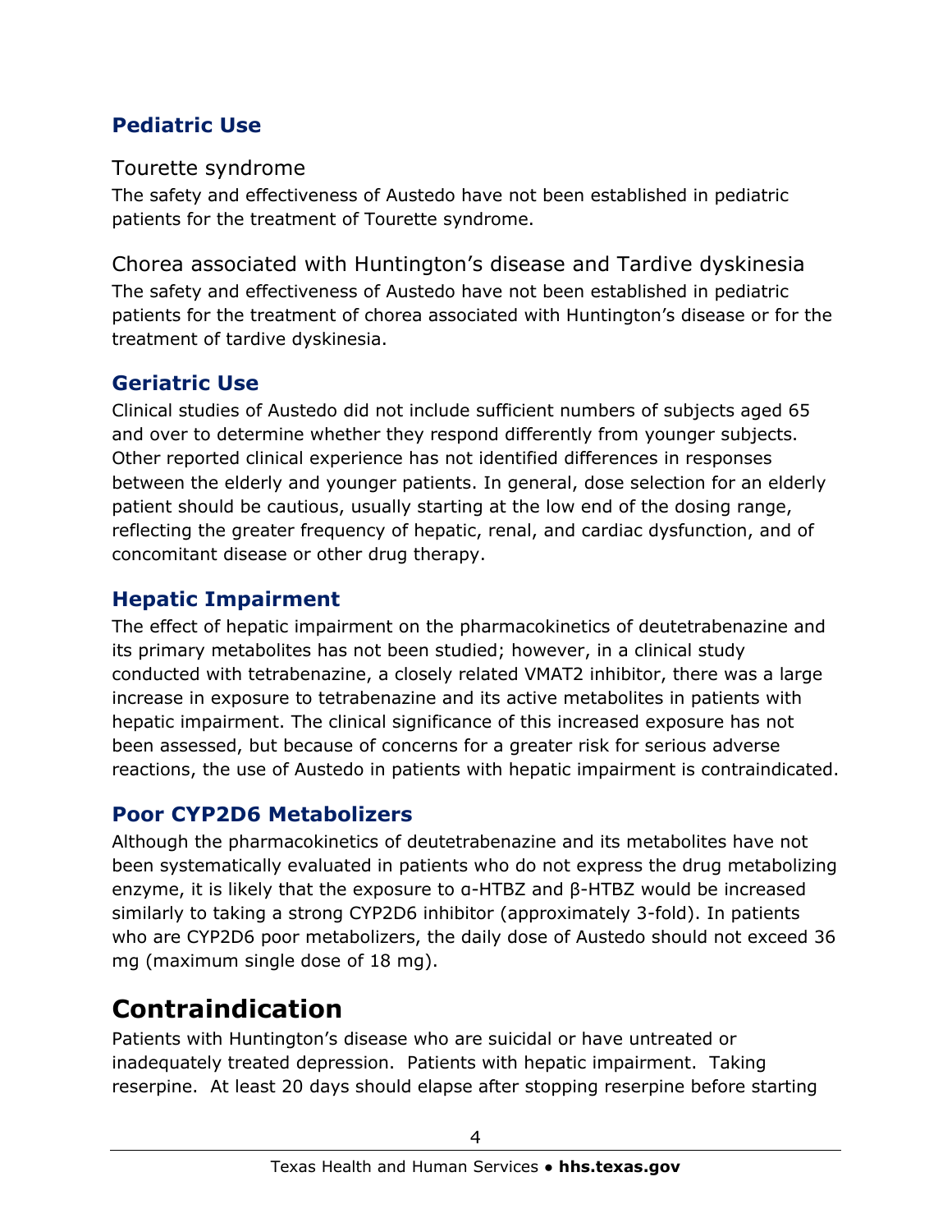## Pediatric Use

### Tourette syndrome

The safety and effectiveness of Austedo have not been established in pediatric patients for the treatment of Tourette syndrome.

### Chorea associated with Huntington's disease and Tardive dyskinesia

The safety and effectiveness of Austedo have not been established in pediatric patients for the treatment of chorea associated with Huntington's disease or for the treatment of tardive dyskinesia.

## Geriatric Use

Clinical studies of Austedo did not include sufficient numbers of subjects aged 65 and over to determine whether they respond differently from younger subjects. Other reported clinical experience has not identified differences in responses between the elderly and younger patients. In general, dose selection for an elderly patient should be cautious, usually starting at the low end of the dosing range, reflecting the greater frequency of hepatic, renal, and cardiac dysfunction, and of concomitant disease or other drug therapy.

## Hepatic Impairment

The effect of hepatic impairment on the pharmacokinetics of deutetrabenazine and its primary metabolites has not been studied; however, in a clinical study conducted with tetrabenazine, a closely related VMAT2 inhibitor, there was a large increase in exposure to tetrabenazine and its active metabolites in patients with hepatic impairment. The clinical significance of this increased exposure has not been assessed, but because of concerns for a greater risk for serious adverse reactions, the use of Austedo in patients with hepatic impairment is contraindicated.

## Poor CYP2D6 Metabolizers

Although the pharmacokinetics of deutetrabenazine and its metabolites have not been systematically evaluated in patients who do not express the drug metabolizing enzyme, it is likely that the exposure to α-HTBZ and β-HTBZ would be increased similarly to taking a strong CYP2D6 inhibitor (approximately 3-fold). In patients who are CYP2D6 poor metabolizers, the daily dose of Austedo should not exceed 36 mg (maximum single dose of 18 mg).

# Contraindication

Patients with Huntington's disease who are suicidal or have untreated or inadequately treated depression. Patients with hepatic impairment. Taking reserpine. At least 20 days should elapse after stopping reserpine before starting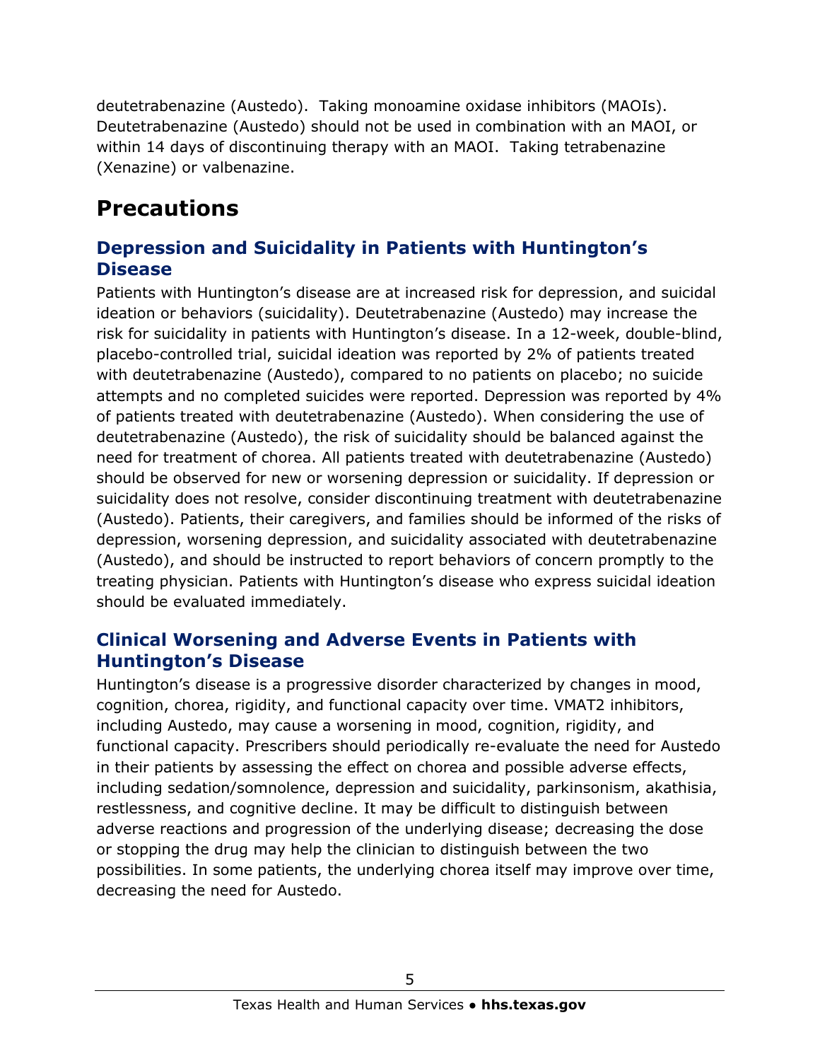deutetrabenazine (Austedo). Taking monoamine oxidase inhibitors (MAOIs). Deutetrabenazine (Austedo) should not be used in combination with an MAOI, or within 14 days of discontinuing therapy with an MAOI. Taking tetrabenazine (Xenazine) or valbenazine.

# Precautions

## Depression and Suicidality in Patients with Huntington's Disease

Patients with Huntington's disease are at increased risk for depression, and suicidal ideation or behaviors (suicidality). Deutetrabenazine (Austedo) may increase the risk for suicidality in patients with Huntington's disease. In a 12-week, double-blind, placebo-controlled trial, suicidal ideation was reported by 2% of patients treated with deutetrabenazine (Austedo), compared to no patients on placebo; no suicide attempts and no completed suicides were reported. Depression was reported by 4% of patients treated with deutetrabenazine (Austedo). When considering the use of deutetrabenazine (Austedo), the risk of suicidality should be balanced against the need for treatment of chorea. All patients treated with deutetrabenazine (Austedo) should be observed for new or worsening depression or suicidality. If depression or suicidality does not resolve, consider discontinuing treatment with deutetrabenazine (Austedo). Patients, their caregivers, and families should be informed of the risks of depression, worsening depression, and suicidality associated with deutetrabenazine (Austedo), and should be instructed to report behaviors of concern promptly to the treating physician. Patients with Huntington's disease who express suicidal ideation should be evaluated immediately.

## Clinical Worsening and Adverse Events in Patients with Huntington's Disease

Huntington's disease is a progressive disorder characterized by changes in mood, cognition, chorea, rigidity, and functional capacity over time. VMAT2 inhibitors, including Austedo, may cause a worsening in mood, cognition, rigidity, and functional capacity. Prescribers should periodically re-evaluate the need for Austedo in their patients by assessing the effect on chorea and possible adverse effects, including sedation/somnolence, depression and suicidality, parkinsonism, akathisia, restlessness, and cognitive decline. It may be difficult to distinguish between adverse reactions and progression of the underlying disease; decreasing the dose or stopping the drug may help the clinician to distinguish between the two possibilities. In some patients, the underlying chorea itself may improve over time, decreasing the need for Austedo.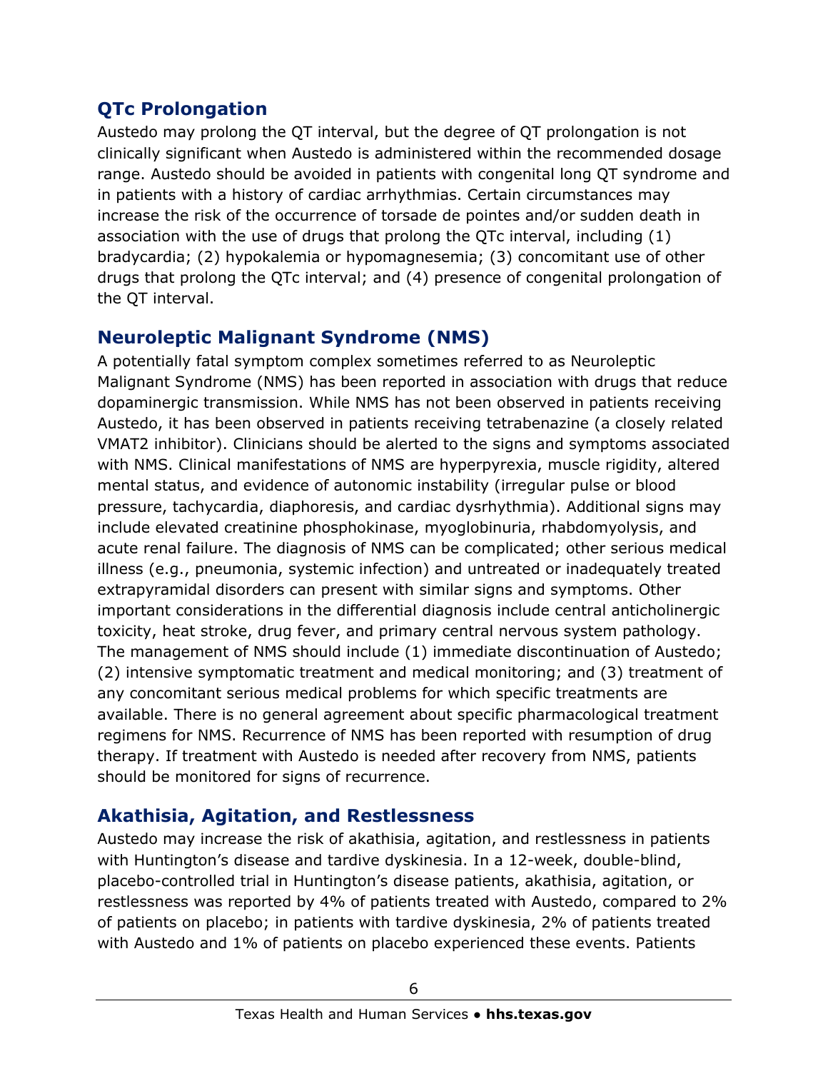## QTc Prolongation

Austedo may prolong the QT interval, but the degree of QT prolongation is not clinically significant when Austedo is administered within the recommended dosage range. Austedo should be avoided in patients with congenital long QT syndrome and in patients with a history of cardiac arrhythmias. Certain circumstances may increase the risk of the occurrence of torsade de pointes and/or sudden death in association with the use of drugs that prolong the QTc interval, including (1) bradycardia; (2) hypokalemia or hypomagnesemia; (3) concomitant use of other drugs that prolong the QTc interval; and (4) presence of congenital prolongation of the QT interval.

## Neuroleptic Malignant Syndrome (NMS)

A potentially fatal symptom complex sometimes referred to as Neuroleptic Malignant Syndrome (NMS) has been reported in association with drugs that reduce dopaminergic transmission. While NMS has not been observed in patients receiving Austedo, it has been observed in patients receiving tetrabenazine (a closely related VMAT2 inhibitor). Clinicians should be alerted to the signs and symptoms associated with NMS. Clinical manifestations of NMS are hyperpyrexia, muscle rigidity, altered mental status, and evidence of autonomic instability (irregular pulse or blood pressure, tachycardia, diaphoresis, and cardiac dysrhythmia). Additional signs may include elevated creatinine phosphokinase, myoglobinuria, rhabdomyolysis, and acute renal failure. The diagnosis of NMS can be complicated; other serious medical illness (e.g., pneumonia, systemic infection) and untreated or inadequately treated extrapyramidal disorders can present with similar signs and symptoms. Other important considerations in the differential diagnosis include central anticholinergic toxicity, heat stroke, drug fever, and primary central nervous system pathology. The management of NMS should include (1) immediate discontinuation of Austedo; (2) intensive symptomatic treatment and medical monitoring; and (3) treatment of any concomitant serious medical problems for which specific treatments are available. There is no general agreement about specific pharmacological treatment regimens for NMS. Recurrence of NMS has been reported with resumption of drug therapy. If treatment with Austedo is needed after recovery from NMS, patients should be monitored for signs of recurrence.

## Akathisia, Agitation, and Restlessness

Austedo may increase the risk of akathisia, agitation, and restlessness in patients with Huntington's disease and tardive dyskinesia. In a 12-week, double-blind, placebo-controlled trial in Huntington's disease patients, akathisia, agitation, or restlessness was reported by 4% of patients treated with Austedo, compared to 2% of patients on placebo; in patients with tardive dyskinesia, 2% of patients treated with Austedo and 1% of patients on placebo experienced these events. Patients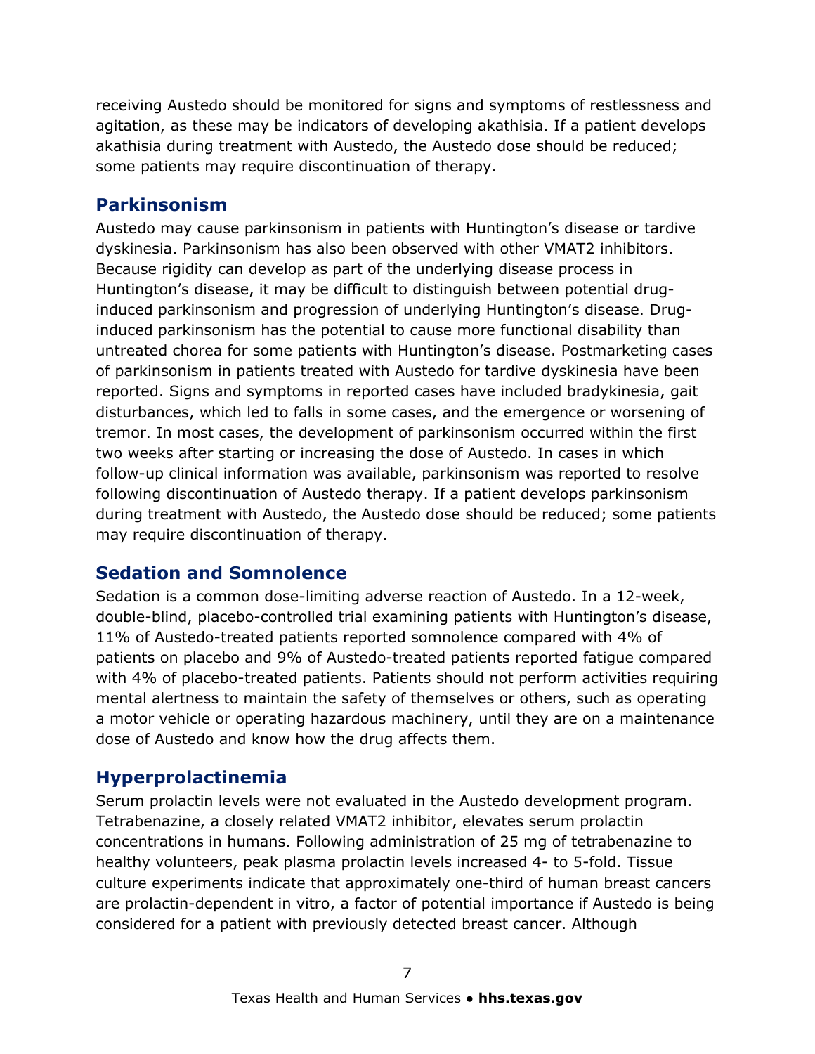receiving Austedo should be monitored for signs and symptoms of restlessness and agitation, as these may be indicators of developing akathisia. If a patient develops akathisia during treatment with Austedo, the Austedo dose should be reduced; some patients may require discontinuation of therapy.

## Parkinsonism

Austedo may cause parkinsonism in patients with Huntington's disease or tardive dyskinesia. Parkinsonism has also been observed with other VMAT2 inhibitors. Because rigidity can develop as part of the underlying disease process in Huntington's disease, it may be difficult to distinguish between potential drug-induced parkinsonism and progression of underlying Huntington's disease. Drug-induced parkinsonism has the potential to cause more functional disability than untreated chorea for some patients with Huntington's disease. Postmarketing cases of parkinsonism in patients treated with Austedo for tardive dyskinesia have been reported. Signs and symptoms in reported cases have included bradykinesia, gait disturbances, which led to falls in some cases, and the emergence or worsening of tremor. In most cases, the development of parkinsonism occurred within the first two weeks after starting or increasing the dose of Austedo. In cases in which follow-up clinical information was available, parkinsonism was reported to resolve following discontinuation of Austedo therapy. If a patient develops parkinsonism during treatment with Austedo, the Austedo dose should be reduced; some patients may require discontinuation of therapy.

## Sedation and Somnolence

Sedation is a common dose-limiting adverse reaction of Austedo. In a 12-week, double-blind, placebo-controlled trial examining patients with Huntington's disease, 11% of Austedo-treated patients reported somnolence compared with 4% of patients on placebo and 9% of Austedo-treated patients reported fatigue compared with 4% of placebo-treated patients. Patients should not perform activities requiring mental alertness to maintain the safety of themselves or others, such as operating a motor vehicle or operating hazardous machinery, until they are on a maintenance dose of Austedo and know how the drug affects them.

## Hyperprolactinemia

Serum prolactin levels were not evaluated in the Austedo development program. Tetrabenazine, a closely related VMAT2 inhibitor, elevates serum prolactin concentrations in humans. Following administration of 25 mg of tetrabenazine to healthy volunteers, peak plasma prolactin levels increased 4- to 5-fold. Tissue culture experiments indicate that approximately one-third of human breast cancers are prolactin-dependent in vitro, a factor of potential importance if Austedo is being considered for a patient with previously detected breast cancer. Although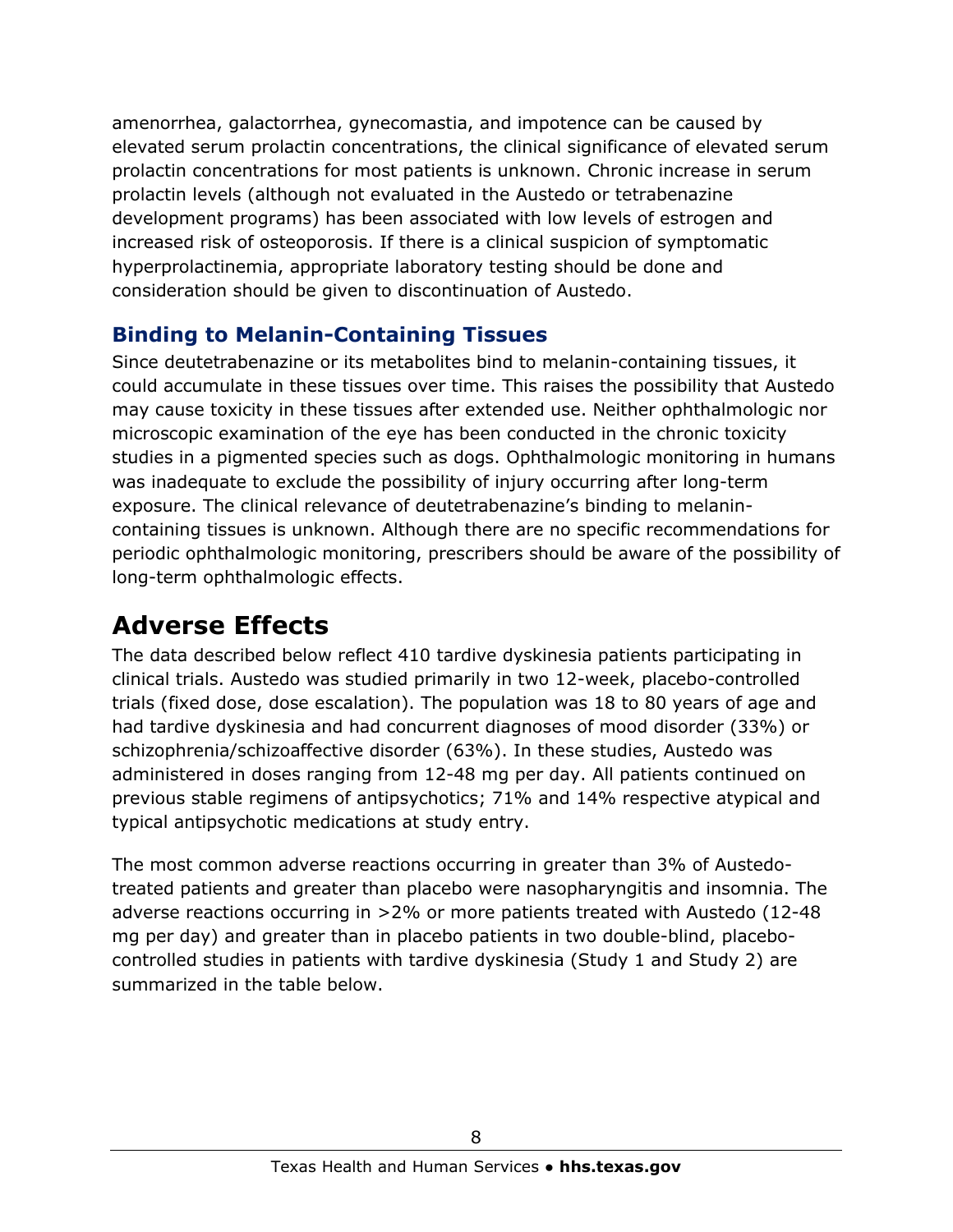amenorrhea, galactorrhea, gynecomastia, and impotence can be caused by elevated serum prolactin concentrations, the clinical significance of elevated serum prolactin concentrations for most patients is unknown. Chronic increase in serum prolactin levels (although not evaluated in the Austedo or tetrabenazine development programs) has been associated with low levels of estrogen and increased risk of osteoporosis. If there is a clinical suspicion of symptomatic hyperprolactinemia, appropriate laboratory testing should be done and consideration should be given to discontinuation of Austedo.

### Binding to Melanin-Containing Tissues

Since deutetrabenazine or its metabolites bind to melanin-containing tissues, it could accumulate in these tissues over time. This raises the possibility that Austedo may cause toxicity in these tissues after extended use. Neither ophthalmologic nor microscopic examination of the eye has been conducted in the chronic toxicity studies in a pigmented species such as dogs. Ophthalmologic monitoring in humans was inadequate to exclude the possibility of injury occurring after long-term exposure. The clinical relevance of deutetrabenazine's binding to melanin-containing tissues is unknown. Although there are no specific recommendations for periodic ophthalmologic monitoring, prescribers should be aware of the possibility of long-term ophthalmologic effects.

## Adverse Effects

The data described below reflect 410 tardive dyskinesia patients participating in clinical trials. Austedo was studied primarily in two 12-week, placebo-controlled trials (fixed dose, dose escalation). The population was 18 to 80 years of age and had tardive dyskinesia and had concurrent diagnoses of mood disorder (33%) or schizophrenia/schizoaffective disorder (63%). In these studies, Austedo was administered in doses ranging from 12-48 mg per day. All patients continued on previous stable regimens of antipsychotics; 71% and 14% respective atypical and typical antipsychotic medications at study entry.

The most common adverse reactions occurring in greater than 3% of Austedo-treated patients and greater than placebo were nasopharyngitis and insomnia. The adverse reactions occurring in >2% or more patients treated with Austedo (12-48 mg per day) and greater than in placebo patients in two double-blind, placebo-controlled studies in patients with tardive dyskinesia (Study 1 and Study 2) are summarized in the table below.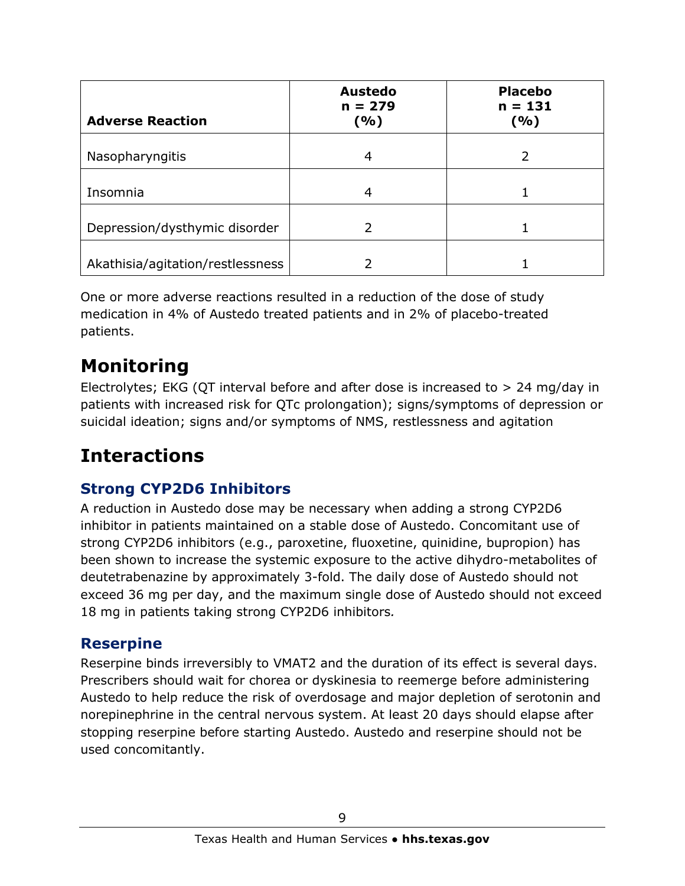| **Adverse Reaction** | **Austedo n = 279 (%)** | **Placebo n = 131 (%)** |
|---|---|---|
| Nasopharyngitis | 4 | 2 |
| Insomnia | 4 | 1 |
| Depression/dysthymic disorder | 2 | 1 |
| Akathisia/agitation/restlessness | 2 | 1 |

One or more adverse reactions resulted in a reduction of the dose of study medication in 4% of Austedo treated patients and in 2% of placebo-treated patients.

## Monitoring

Electrolytes; EKG (QT interval before and after dose is increased to > 24 mg/day in patients with increased risk for QTc prolongation); signs/symptoms of depression or suicidal ideation; signs and/or symptoms of NMS, restlessness and agitation

## Interactions

### Strong CYP2D6 Inhibitors

A reduction in Austedo dose may be necessary when adding a strong CYP2D6 inhibitor in patients maintained on a stable dose of Austedo. Concomitant use of strong CYP2D6 inhibitors (e.g., paroxetine, fluoxetine, quinidine, bupropion) has been shown to increase the systemic exposure to the active dihydro-metabolites of deutetrabenazine by approximately 3-fold. The daily dose of Austedo should not exceed 36 mg per day, and the maximum single dose of Austedo should not exceed 18 mg in patients taking strong CYP2D6 inhibitors.

### Reserpine

Reserpine binds irreversibly to VMAT2 and the duration of its effect is several days. Prescribers should wait for chorea or dyskinesia to reemerge before administering Austedo to help reduce the risk of overdosage and major depletion of serotonin and norepinephrine in the central nervous system. At least 20 days should elapse after stopping reserpine before starting Austedo. Austedo and reserpine should not be used concomitantly.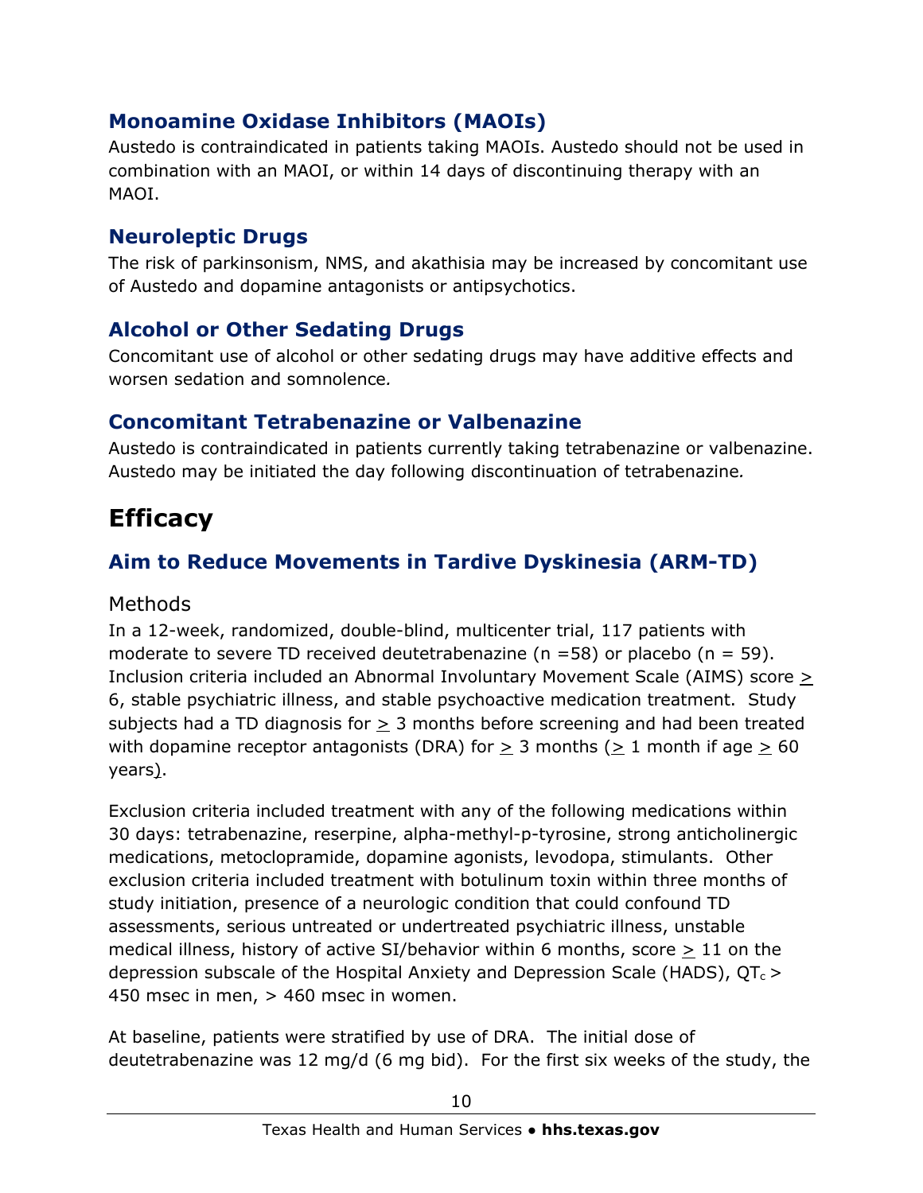### Monoamine Oxidase Inhibitors (MAOIs)

Austedo is contraindicated in patients taking MAOIs. Austedo should not be used in combination with an MAOI, or within 14 days of discontinuing therapy with an MAOI.

### Neuroleptic Drugs

The risk of parkinsonism, NMS, and akathisia may be increased by concomitant use of Austedo and dopamine antagonists or antipsychotics.

### Alcohol or Other Sedating Drugs

Concomitant use of alcohol or other sedating drugs may have additive effects and worsen sedation and somnolence.

### Concomitant Tetrabenazine or Valbenazine

Austedo is contraindicated in patients currently taking tetrabenazine or valbenazine. Austedo may be initiated the day following discontinuation of tetrabenazine.

## Efficacy

### Aim to Reduce Movements in Tardive Dyskinesia (ARM-TD)

#### Methods

In a 12-week, randomized, double-blind, multicenter trial, 117 patients with moderate to severe TD received deutetrabenazine (n =58) or placebo (n = 59). Inclusion criteria included an Abnormal Involuntary Movement Scale (AIMS) score ≥ 6, stable psychiatric illness, and stable psychoactive medication treatment. Study subjects had a TD diagnosis for ≥ 3 months before screening and had been treated with dopamine receptor antagonists (DRA) for ≥ 3 months (≥ 1 month if age ≥ 60 years).

Exclusion criteria included treatment with any of the following medications within 30 days: tetrabenazine, reserpine, alpha-methyl-p-tyrosine, strong anticholinergic medications, metoclopramide, dopamine agonists, levodopa, stimulants. Other exclusion criteria included treatment with botulinum toxin within three months of study initiation, presence of a neurologic condition that could confound TD assessments, serious untreated or undertreated psychiatric illness, unstable medical illness, history of active SI/behavior within 6 months, score ≥ 11 on the depression subscale of the Hospital Anxiety and Depression Scale (HADS), $QT_c$ > 450 msec in men, > 460 msec in women.

At baseline, patients were stratified by use of DRA. The initial dose of deutetrabenazine was 12 mg/d (6 mg bid). For the first six weeks of the study, the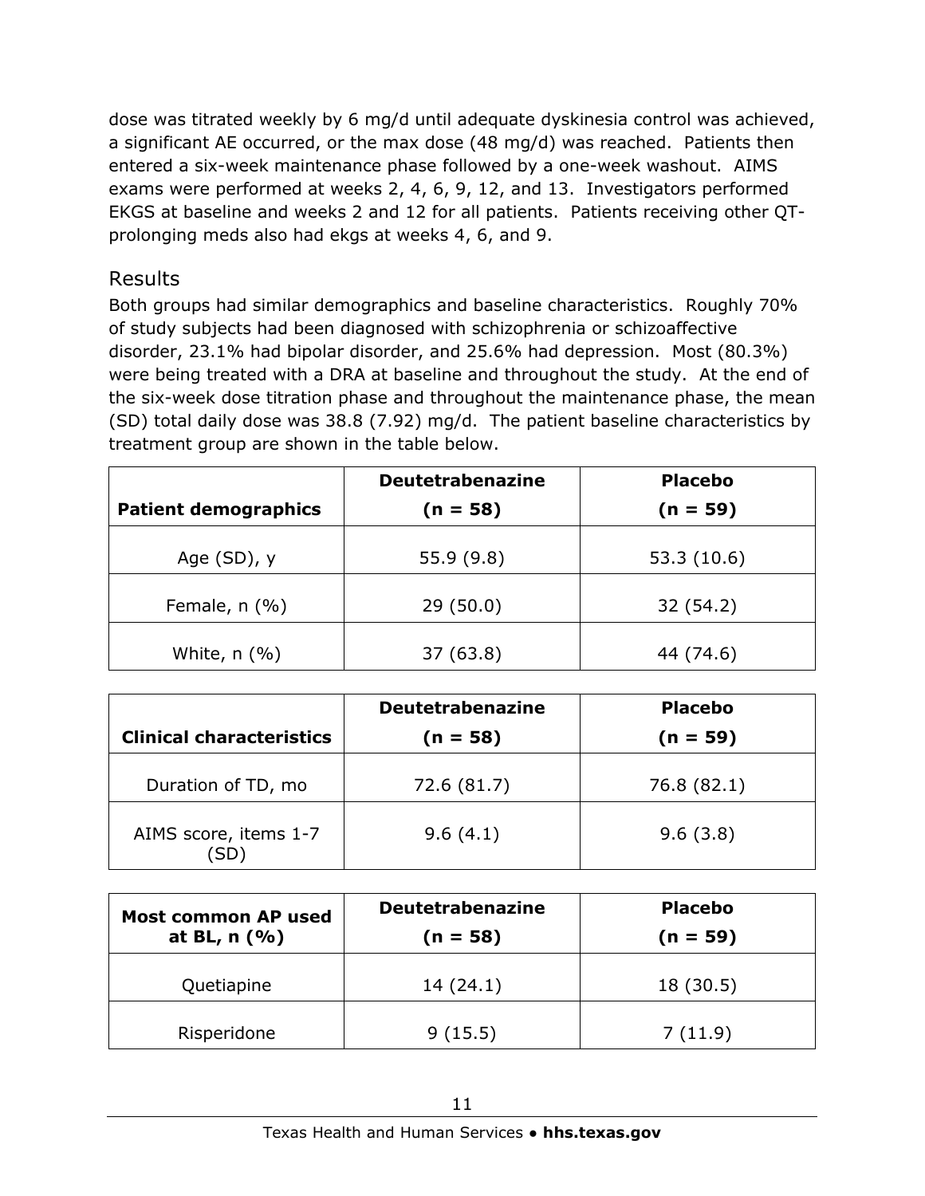dose was titrated weekly by 6 mg/d until adequate dyskinesia control was achieved, a significant AE occurred, or the max dose (48 mg/d) was reached. Patients then entered a six-week maintenance phase followed by a one-week washout. AIMS exams were performed at weeks 2, 4, 6, 9, 12, and 13. Investigators performed EKGS at baseline and weeks 2 and 12 for all patients. Patients receiving other QT-prolonging meds also had ekgs at weeks 4, 6, and 9.

## Results

Both groups had similar demographics and baseline characteristics. Roughly 70% of study subjects had been diagnosed with schizophrenia or schizoaffective disorder, 23.1% had bipolar disorder, and 25.6% had depression. Most (80.3%) were being treated with a DRA at baseline and throughout the study. At the end of the six-week dose titration phase and throughout the maintenance phase, the mean (SD) total daily dose was 38.8 (7.92) mg/d. The patient baseline characteristics by treatment group are shown in the table below.

| **Patient demographics** | **Deutetrabenazine (n = 58)** | **Placebo (n = 59)** |
|---|---|---|
| Age (SD), y | 55.9 (9.8) | 53.3 (10.6) |
| Female, n (%) | 29 (50.0) | 32 (54.2) |
| White, n (%) | 37 (63.8) | 44 (74.6) |

| **Clinical characteristics** | **Deutetrabenazine (n = 58)** | **Placebo (n = 59)** |
|---|---|---|
| Duration of TD, mo | 72.6 (81.7) | 76.8 (82.1) |
| AIMS score, items 1-7 (SD) | 9.6 (4.1) | 9.6 (3.8) |

| **Most common AP used at BL, n (%)** | **Deutetrabenazine (n = 58)** | **Placebo (n = 59)** |
|---|---|---|
| Quetiapine | 14 (24.1) | 18 (30.5) |
| Risperidone | 9 (15.5) | 7 (11.9) |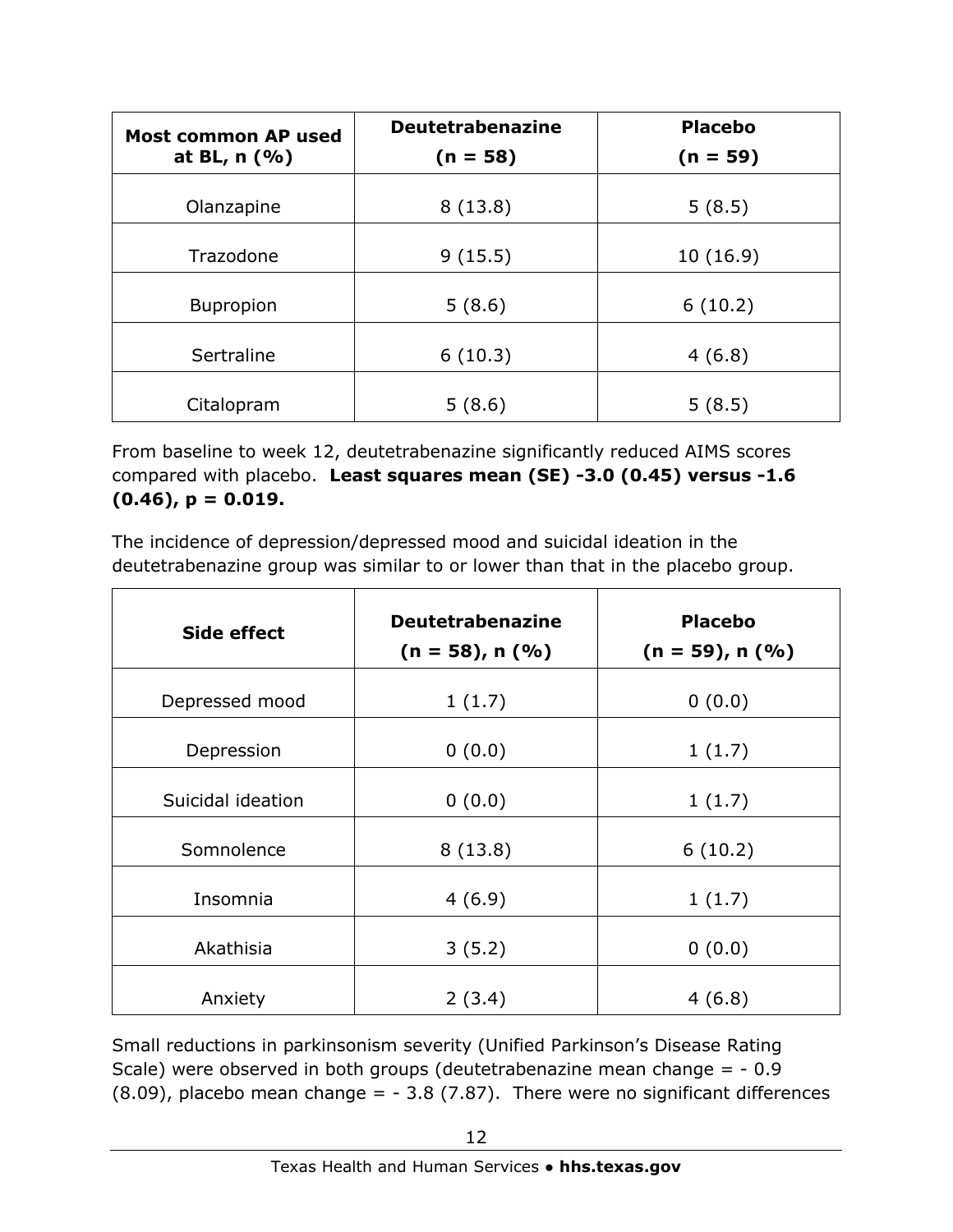| Most common AP used at BL, n (%) | Deutetrabenazine (n = 58) | Placebo (n = 59) |
|---|---|---|
| Olanzapine | 8 (13.8) | 5 (8.5) |
| Trazodone | 9 (15.5) | 10 (16.9) |
| Bupropion | 5 (8.6) | 6 (10.2) |
| Sertraline | 6 (10.3) | 4 (6.8) |
| Citalopram | 5 (8.6) | 5 (8.5) |

From baseline to week 12, deutetrabenazine significantly reduced AIMS scores compared with placebo. **Least squares mean (SE) -3.0 (0.45) versus -1.6 (0.46), p = 0.019.**

The incidence of depression/depressed mood and suicidal ideation in the deutetrabenazine group was similar to or lower than that in the placebo group.

| Side effect | Deutetrabenazine (n = 58), n (%) | Placebo (n = 59), n (%) |
|---|---|---|
| Depressed mood | 1 (1.7) | 0 (0.0) |
| Depression | 0 (0.0) | 1 (1.7) |
| Suicidal ideation | 0 (0.0) | 1 (1.7) |
| Somnolence | 8 (13.8) | 6 (10.2) |
| Insomnia | 4 (6.9) | 1 (1.7) |
| Akathisia | 3 (5.2) | 0 (0.0) |
| Anxiety | 2 (3.4) | 4 (6.8) |

Small reductions in parkinsonism severity (Unified Parkinson's Disease Rating Scale) were observed in both groups (deutetrabenazine mean change = - 0.9 (8.09), placebo mean change = - 3.8 (7.87). There were no significant differences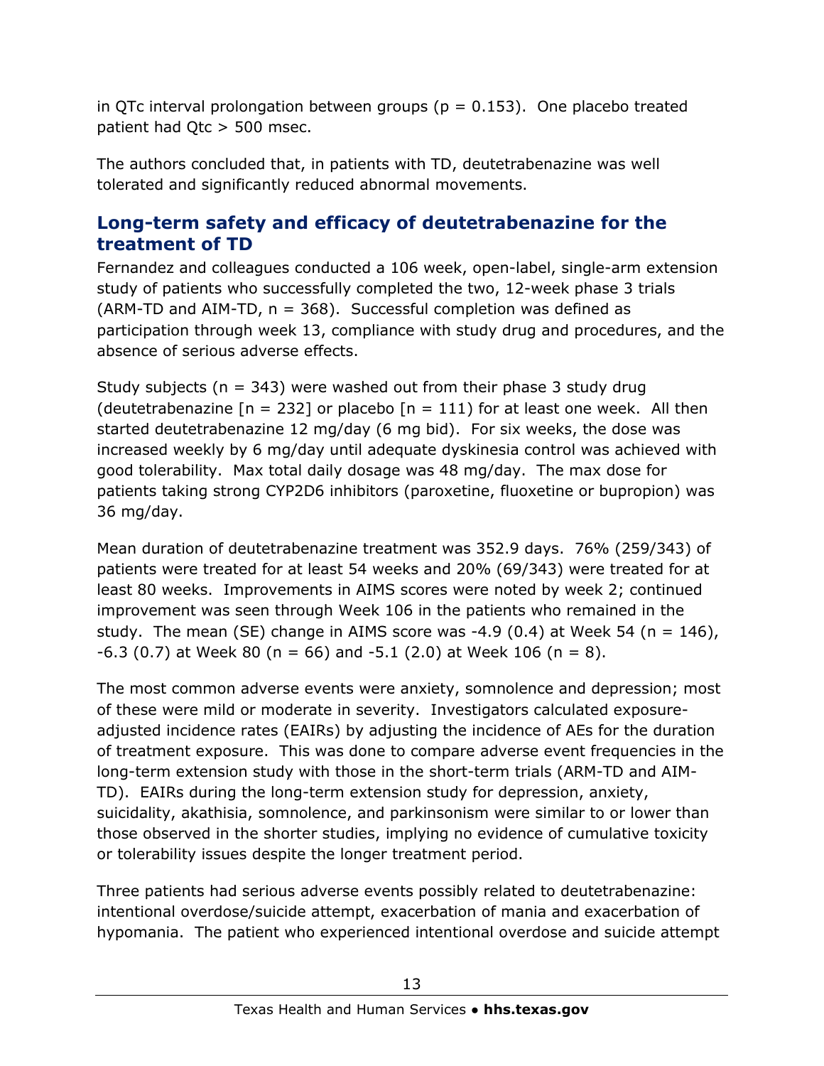in QTc interval prolongation between groups ($p = 0.153$). One placebo treated patient had Qtc > 500 msec.

The authors concluded that, in patients with TD, deutetrabenazine was well tolerated and significantly reduced abnormal movements.

## Long-term safety and efficacy of deutetrabenazine for the treatment of TD

Fernandez and colleagues conducted a 106 week, open-label, single-arm extension study of patients who successfully completed the two, 12-week phase 3 trials (ARM-TD and AIM-TD, n = 368). Successful completion was defined as participation through week 13, compliance with study drug and procedures, and the absence of serious adverse effects.

Study subjects (n = 343) were washed out from their phase 3 study drug (deutetrabenazine [n = 232] or placebo [n = 111) for at least one week. All then started deutetrabenazine 12 mg/day (6 mg bid). For six weeks, the dose was increased weekly by 6 mg/day until adequate dyskinesia control was achieved with good tolerability. Max total daily dosage was 48 mg/day. The max dose for patients taking strong CYP2D6 inhibitors (paroxetine, fluoxetine or bupropion) was 36 mg/day.

Mean duration of deutetrabenazine treatment was 352.9 days. 76% (259/343) of patients were treated for at least 54 weeks and 20% (69/343) were treated for at least 80 weeks. Improvements in AIMS scores were noted by week 2; continued improvement was seen through Week 106 in the patients who remained in the study. The mean (SE) change in AIMS score was -4.9 (0.4) at Week 54 (n = 146), -6.3 (0.7) at Week 80 (n = 66) and -5.1 (2.0) at Week 106 (n = 8).

The most common adverse events were anxiety, somnolence and depression; most of these were mild or moderate in severity. Investigators calculated exposure-adjusted incidence rates (EAIRs) by adjusting the incidence of AEs for the duration of treatment exposure. This was done to compare adverse event frequencies in the long-term extension study with those in the short-term trials (ARM-TD and AIM-TD). EAIRs during the long-term extension study for depression, anxiety, suicidality, akathisia, somnolence, and parkinsonism were similar to or lower than those observed in the shorter studies, implying no evidence of cumulative toxicity or tolerability issues despite the longer treatment period.

Three patients had serious adverse events possibly related to deutetrabenazine: intentional overdose/suicide attempt, exacerbation of mania and exacerbation of hypomania. The patient who experienced intentional overdose and suicide attempt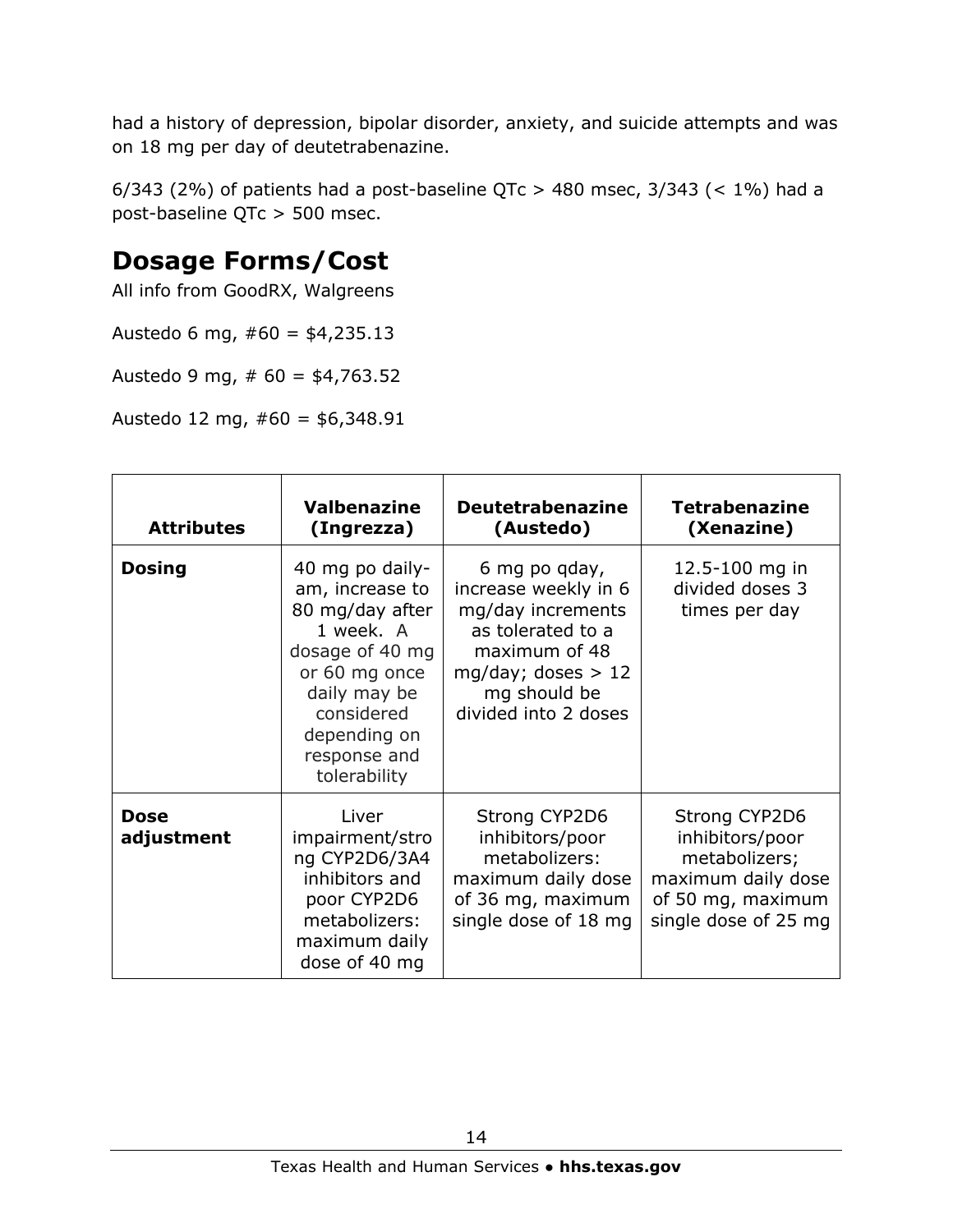had a history of depression, bipolar disorder, anxiety, and suicide attempts and was on 18 mg per day of deutetrabenazine.

6/343 (2%) of patients had a post-baseline QTc > 480 msec, 3/343 (< 1%) had a post-baseline QTc > 500 msec.

## Dosage Forms/Cost

All info from GoodRX, Walgreens

Austedo 6 mg, #60 = $4,235.13

Austedo 9 mg, # 60 = $4,763.52

Austedo 12 mg, #60 = $6,348.91

| Attributes | Valbenazine (Ingrezza) | Deutetrabenazine (Austedo) | Tetrabenazine (Xenazine) |
|---|---|---|---|
| **Dosing** | 40 mg po daily-am, increase to 80 mg/day after 1 week. A dosage of 40 mg or 60 mg once daily may be considered depending on response and tolerability | 6 mg po qday, increase weekly in 6 mg/day increments as tolerated to a maximum of 48 mg/day; doses > 12 mg should be divided into 2 doses | 12.5-100 mg in divided doses 3 times per day |
| **Dose adjustment** | Liver impairment/strong CYP2D6/3A4 inhibitors and poor CYP2D6 metabolizers: maximum daily dose of 40 mg | Strong CYP2D6 inhibitors/poor metabolizers: maximum daily dose of 36 mg, maximum single dose of 18 mg | Strong CYP2D6 inhibitors/poor metabolizers; maximum daily dose of 50 mg, maximum single dose of 25 mg |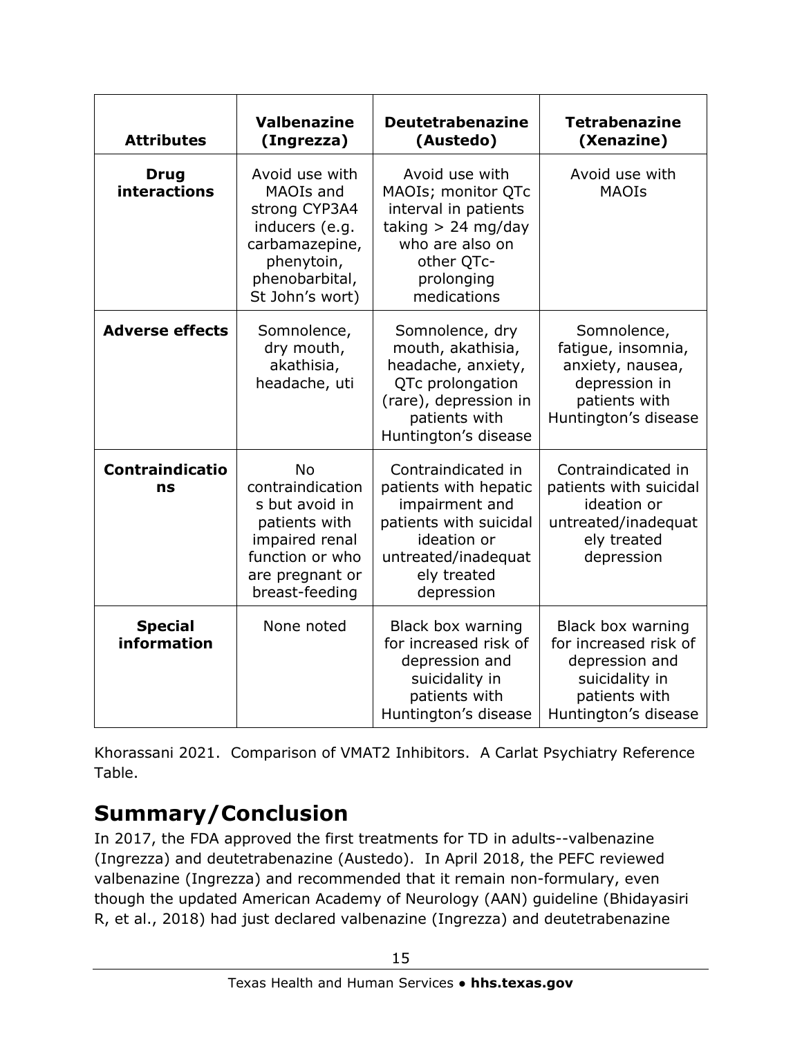| Attributes | Valbenazine (Ingrezza) | Deutetrabenazine (Austedo) | Tetrabenazine (Xenazine) |
|---|---|---|---|
| **Drug interactions** | Avoid use with MAOIs and strong CYP3A4 inducers (e.g. carbamazepine, phenytoin, phenobarbital, St John's wort) | Avoid use with MAOIs; monitor QTc interval in patients taking > 24 mg/day who are also on other QTc-prolonging medications | Avoid use with MAOIs |
| **Adverse effects** | Somnolence, dry mouth, akathisia, headache, uti | Somnolence, dry mouth, akathisia, headache, anxiety, QTc prolongation (rare), depression in patients with Huntington's disease | Somnolence, fatigue, insomnia, anxiety, nausea, depression in patients with Huntington's disease |
| **Contraindications** | No contraindications but avoid in patients with impaired renal function or who are pregnant or breast-feeding | Contraindicated in patients with hepatic impairment and patients with suicidal ideation or untreated/inadequately treated depression | Contraindicated in patients with suicidal ideation or untreated/inadequately treated depression |
| **Special information** | None noted | Black box warning for increased risk of depression and suicidality in patients with Huntington's disease | Black box warning for increased risk of depression and suicidality in patients with Huntington's disease |

Khorassani 2021. Comparison of VMAT2 Inhibitors. A Carlat Psychiatry Reference Table.

## Summary/Conclusion

In 2017, the FDA approved the first treatments for TD in adults--valbenazine (Ingrezza) and deutetrabenazine (Austedo). In April 2018, the PEFC reviewed valbenazine (Ingrezza) and recommended that it remain non-formulary, even though the updated American Academy of Neurology (AAN) guideline (Bhidayasiri R, et al., 2018) had just declared valbenazine (Ingrezza) and deutetrabenazine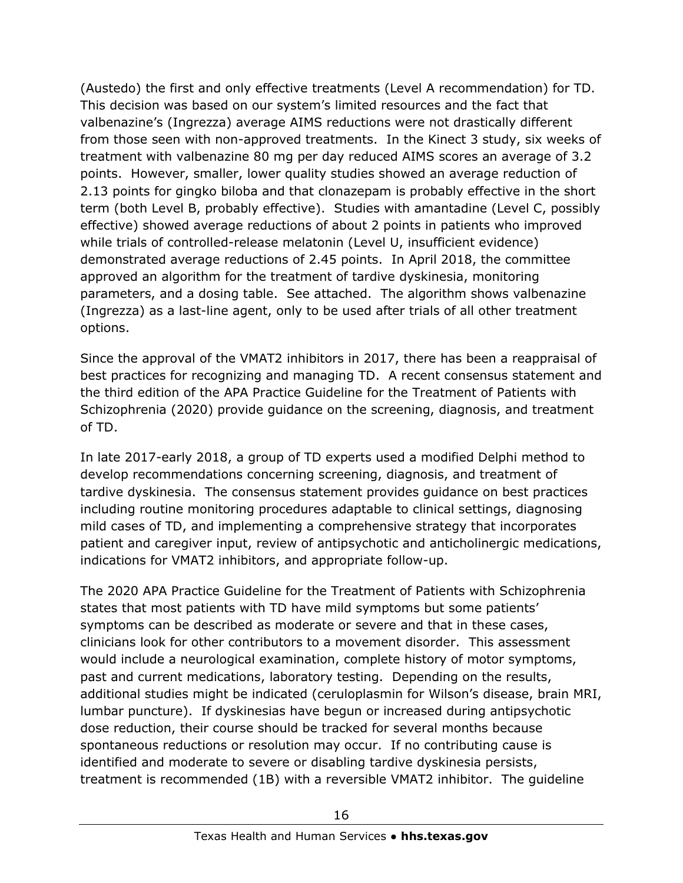(Austedo) the first and only effective treatments (Level A recommendation) for TD. This decision was based on our system's limited resources and the fact that valbenazine's (Ingrezza) average AIMS reductions were not drastically different from those seen with non-approved treatments. In the Kinect 3 study, six weeks of treatment with valbenazine 80 mg per day reduced AIMS scores an average of 3.2 points. However, smaller, lower quality studies showed an average reduction of 2.13 points for gingko biloba and that clonazepam is probably effective in the short term (both Level B, probably effective). Studies with amantadine (Level C, possibly effective) showed average reductions of about 2 points in patients who improved while trials of controlled-release melatonin (Level U, insufficient evidence) demonstrated average reductions of 2.45 points. In April 2018, the committee approved an algorithm for the treatment of tardive dyskinesia, monitoring parameters, and a dosing table. See attached. The algorithm shows valbenazine (Ingrezza) as a last-line agent, only to be used after trials of all other treatment options.

Since the approval of the VMAT2 inhibitors in 2017, there has been a reappraisal of best practices for recognizing and managing TD. A recent consensus statement and the third edition of the APA Practice Guideline for the Treatment of Patients with Schizophrenia (2020) provide guidance on the screening, diagnosis, and treatment of TD.

In late 2017-early 2018, a group of TD experts used a modified Delphi method to develop recommendations concerning screening, diagnosis, and treatment of tardive dyskinesia. The consensus statement provides guidance on best practices including routine monitoring procedures adaptable to clinical settings, diagnosing mild cases of TD, and implementing a comprehensive strategy that incorporates patient and caregiver input, review of antipsychotic and anticholinergic medications, indications for VMAT2 inhibitors, and appropriate follow-up.

The 2020 APA Practice Guideline for the Treatment of Patients with Schizophrenia states that most patients with TD have mild symptoms but some patients' symptoms can be described as moderate or severe and that in these cases, clinicians look for other contributors to a movement disorder. This assessment would include a neurological examination, complete history of motor symptoms, past and current medications, laboratory testing. Depending on the results, additional studies might be indicated (ceruloplasmin for Wilson's disease, brain MRI, lumbar puncture). If dyskinesias have begun or increased during antipsychotic dose reduction, their course should be tracked for several months because spontaneous reductions or resolution may occur. If no contributing cause is identified and moderate to severe or disabling tardive dyskinesia persists, treatment is recommended (1B) with a reversible VMAT2 inhibitor. The guideline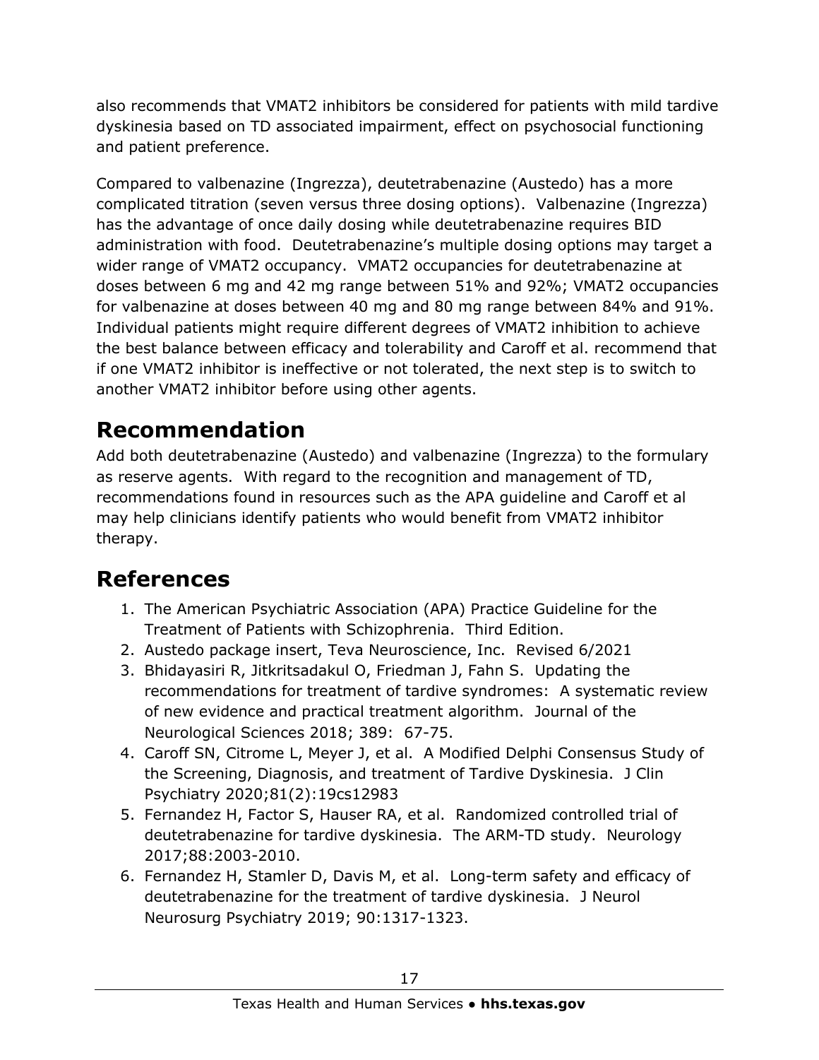also recommends that VMAT2 inhibitors be considered for patients with mild tardive dyskinesia based on TD associated impairment, effect on psychosocial functioning and patient preference.

Compared to valbenazine (Ingrezza), deutetrabenazine (Austedo) has a more complicated titration (seven versus three dosing options). Valbenazine (Ingrezza) has the advantage of once daily dosing while deutetrabenazine requires BID administration with food. Deutetrabenazine's multiple dosing options may target a wider range of VMAT2 occupancy. VMAT2 occupancies for deutetrabenazine at doses between 6 mg and 42 mg range between 51% and 92%; VMAT2 occupancies for valbenazine at doses between 40 mg and 80 mg range between 84% and 91%. Individual patients might require different degrees of VMAT2 inhibition to achieve the best balance between efficacy and tolerability and Caroff et al. recommend that if one VMAT2 inhibitor is ineffective or not tolerated, the next step is to switch to another VMAT2 inhibitor before using other agents.

## Recommendation

Add both deutetrabenazine (Austedo) and valbenazine (Ingrezza) to the formulary as reserve agents. With regard to the recognition and management of TD, recommendations found in resources such as the APA guideline and Caroff et al may help clinicians identify patients who would benefit from VMAT2 inhibitor therapy.

## References

1. The American Psychiatric Association (APA) Practice Guideline for the Treatment of Patients with Schizophrenia. Third Edition.
2. Austedo package insert, Teva Neuroscience, Inc. Revised 6/2021
3. Bhidayasiri R, Jitkritsadakul O, Friedman J, Fahn S. Updating the recommendations for treatment of tardive syndromes: A systematic review of new evidence and practical treatment algorithm. Journal of the Neurological Sciences 2018; 389: 67-75.
4. Caroff SN, Citrome L, Meyer J, et al. A Modified Delphi Consensus Study of the Screening, Diagnosis, and treatment of Tardive Dyskinesia. J Clin Psychiatry 2020;81(2):19cs12983
5. Fernandez H, Factor S, Hauser RA, et al. Randomized controlled trial of deutetrabenazine for tardive dyskinesia. The ARM-TD study. Neurology 2017;88:2003-2010.
6. Fernandez H, Stamler D, Davis M, et al. Long-term safety and efficacy of deutetrabenazine for the treatment of tardive dyskinesia. J Neurol Neurosurg Psychiatry 2019; 90:1317-1323.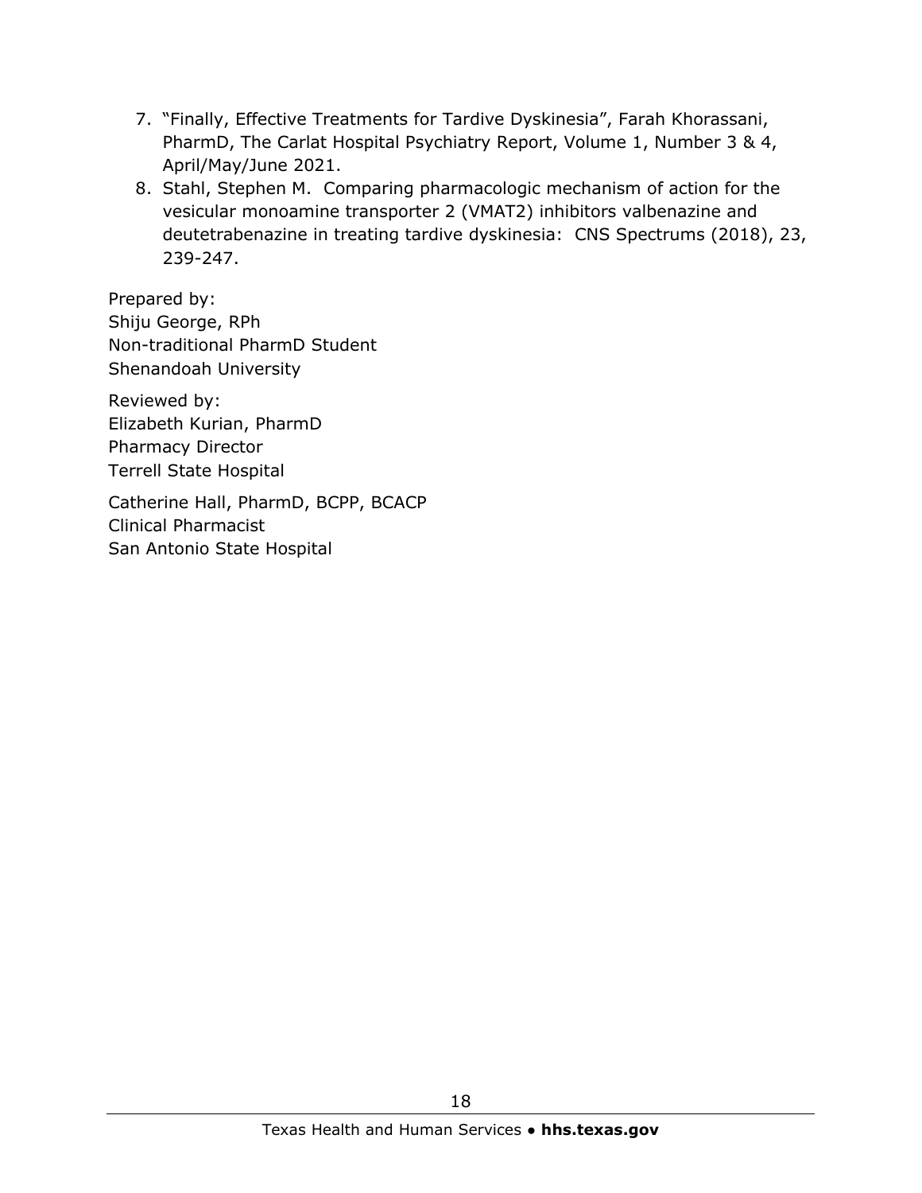7. "Finally, Effective Treatments for Tardive Dyskinesia", Farah Khorassani, PharmD, The Carlat Hospital Psychiatry Report, Volume 1, Number 3 & 4, April/May/June 2021.
8. Stahl, Stephen M. Comparing pharmacologic mechanism of action for the vesicular monoamine transporter 2 (VMAT2) inhibitors valbenazine and deutetrabenazine in treating tardive dyskinesia: CNS Spectrums (2018), 23, 239-247.

Prepared by:
Shiju George, RPh
Non-traditional PharmD Student
Shenandoah University

Reviewed by:
Elizabeth Kurian, PharmD
Pharmacy Director
Terrell State Hospital

Catherine Hall, PharmD, BCPP, BCACP
Clinical Pharmacist
San Antonio State Hospital